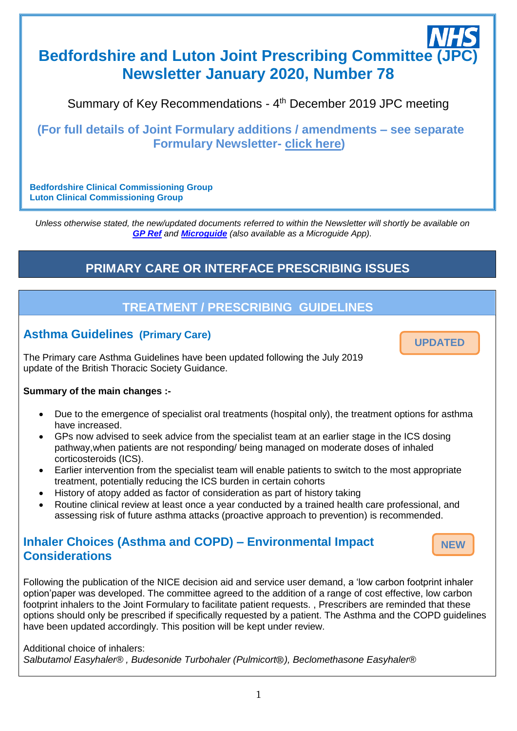NHS

# Bedfordshire and Luton Joint Prescribing Committee (JPC) Newsletter January 2020, Number 78

Summary of Key Recommendations - 4th December 2019 JPC meeting

**(For full details of Joint Formulary additions / amendments – see separate Formulary Newsletter- click here)**

**Bedfordshire Clinical Commissioning Group**
**Luton Clinical Commissioning Group**

*Unless otherwise stated, the new/updated documents referred to within the Newsletter will shortly be available on **GP Ref** and **Microguide** (also available as a Microguide App).*

## PRIMARY CARE OR INTERFACE PRESCRIBING ISSUES

## TREATMENT / PRESCRIBING GUIDELINES

### Asthma Guidelines (Primary Care)

UPDATED

The Primary care Asthma Guidelines have been updated following the July 2019 update of the British Thoracic Society Guidance.

**Summary of the main changes :-**

- Due to the emergence of specialist oral treatments (hospital only), the treatment options for asthma have increased.
- GPs now advised to seek advice from the specialist team at an earlier stage in the ICS dosing pathway,when patients are not responding/ being managed on moderate doses of inhaled corticosteroids (ICS).
- Earlier intervention from the specialist team will enable patients to switch to the most appropriate treatment, potentially reducing the ICS burden in certain cohorts
- History of atopy added as factor of consideration as part of history taking
- Routine clinical review at least once a year conducted by a trained health care professional, and assessing risk of future asthma attacks (proactive approach to prevention) is recommended.

### Inhaler Choices (Asthma and COPD) – Environmental Impact Considerations

NEW

Following the publication of the NICE decision aid and service user demand, a 'low carbon footprint inhaler option'paper was developed. The committee agreed to the addition of a range of cost effective, low carbon footprint inhalers to the Joint Formulary to facilitate patient requests. , Prescribers are reminded that these options should only be prescribed if specifically requested by a patient. The Asthma and the COPD guidelines have been updated accordingly. This position will be kept under review.

Additional choice of inhalers:
*Salbutamol Easyhaler® , Budesonide Turbohaler (Pulmicort®), Beclomethasone Easyhaler®*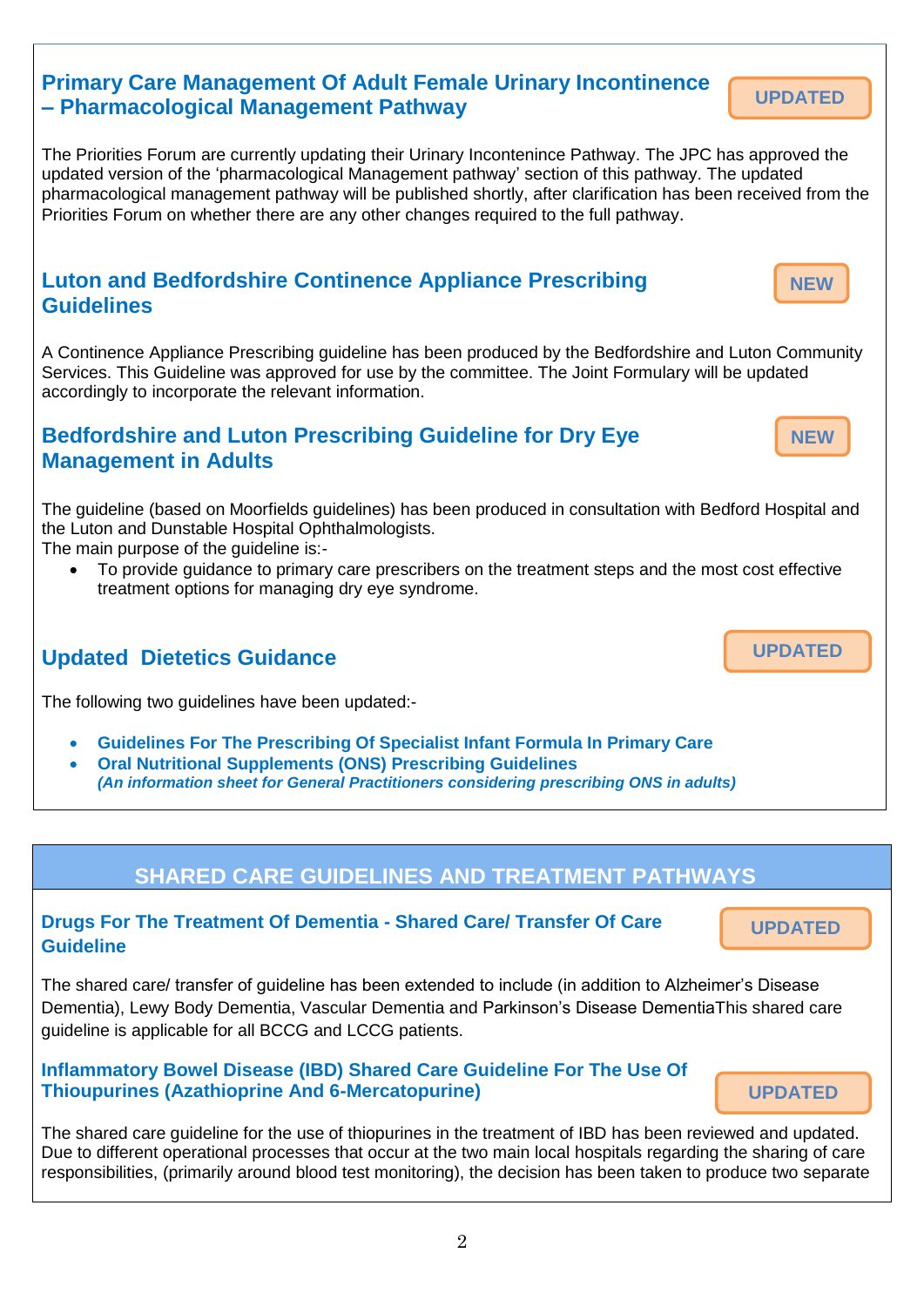## Primary Care Management Of Adult Female Urinary Incontinence – Pharmacological Management Pathway

**UPDATED**

The Priorities Forum are currently updating their Urinary Incontenince Pathway. The JPC has approved the updated version of the 'pharmacological Management pathway' section of this pathway. The updated pharmacological management pathway will be published shortly, after clarification has been received from the Priorities Forum on whether there are any other changes required to the full pathway.

## Luton and Bedfordshire Continence Appliance Prescribing Guidelines

**NEW**

A Continence Appliance Prescribing guideline has been produced by the Bedfordshire and Luton Community Services. This Guideline was approved for use by the committee. The Joint Formulary will be updated accordingly to incorporate the relevant information.

## Bedfordshire and Luton Prescribing Guideline for Dry Eye Management in Adults

**NEW**

The guideline (based on Moorfields guidelines) has been produced in consultation with Bedford Hospital and the Luton and Dunstable Hospital Ophthalmologists.
The main purpose of the guideline is:-

- To provide guidance to primary care prescribers on the treatment steps and the most cost effective treatment options for managing dry eye syndrome.

## Updated Dietetics Guidance

**UPDATED**

The following two guidelines have been updated:-

- **Guidelines For The Prescribing Of Specialist Infant Formula In Primary Care**
- **Oral Nutritional Supplements (ONS) Prescribing Guidelines**
  ***(An information sheet for General Practitioners considering prescribing ONS in adults)***

# SHARED CARE GUIDELINES AND TREATMENT PATHWAYS

### Drugs For The Treatment Of Dementia - Shared Care/ Transfer Of Care Guideline

**UPDATED**

The shared care/ transfer of guideline has been extended to include (in addition to Alzheimer's Disease Dementia), Lewy Body Dementia, Vascular Dementia and Parkinson's Disease DementiaThis shared care guideline is applicable for all BCCG and LCCG patients.

### Inflammatory Bowel Disease (IBD) Shared Care Guideline For The Use Of Thiopurines (Azathioprine And 6-Mercatopurine)

**UPDATED**

The shared care guideline for the use of thiopurines in the treatment of IBD has been reviewed and updated. Due to different operational processes that occur at the two main local hospitals regarding the sharing of care responsibilities, (primarily around blood test monitoring), the decision has been taken to produce two separate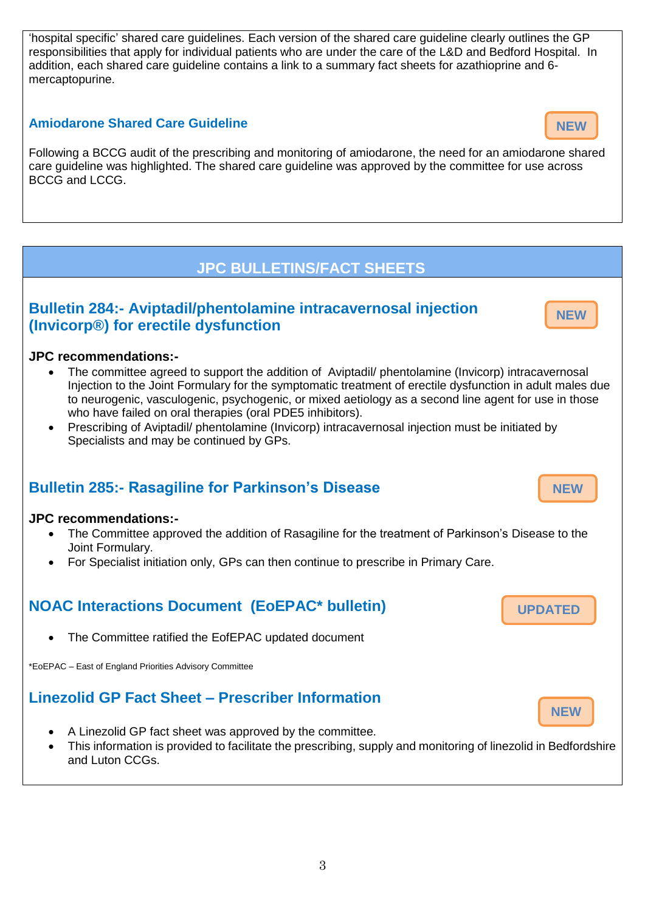'hospital specific' shared care guidelines. Each version of the shared care guideline clearly outlines the GP responsibilities that apply for individual patients who are under the care of the L&D and Bedford Hospital. In addition, each shared care guideline contains a link to a summary fact sheets for azathioprine and 6-mercaptopurine.

### Amiodarone Shared Care Guideline

NEW

Following a BCCG audit of the prescribing and monitoring of amiodarone, the need for an amiodarone shared care guideline was highlighted. The shared care guideline was approved by the committee for use across BCCG and LCCG.

## JPC BULLETINS/FACT SHEETS

### Bulletin 284:- Aviptadil/phentolamine intracavernosal injection (Invicorp®) for erectile dysfunction

NEW

**JPC recommendations:-**

- The committee agreed to support the addition of Aviptadil/ phentolamine (Invicorp) intracavernosal Injection to the Joint Formulary for the symptomatic treatment of erectile dysfunction in adult males due to neurogenic, vasculogenic, psychogenic, or mixed aetiology as a second line agent for use in those who have failed on oral therapies (oral PDE5 inhibitors).
- Prescribing of Aviptadil/ phentolamine (Invicorp) intracavernosal injection must be initiated by Specialists and may be continued by GPs.

### Bulletin 285:- Rasagiline for Parkinson's Disease

NEW

**JPC recommendations:-**

- The Committee approved the addition of Rasagiline for the treatment of Parkinson's Disease to the Joint Formulary.
- For Specialist initiation only, GPs can then continue to prescribe in Primary Care.

### NOAC Interactions Document (EoEPAC* bulletin)

UPDATED

- The Committee ratified the EofEPAC updated document

*EoEPAC – East of England Priorities Advisory Committee

### Linezolid GP Fact Sheet – Prescriber Information

NEW

- A Linezolid GP fact sheet was approved by the committee.
- This information is provided to facilitate the prescribing, supply and monitoring of linezolid in Bedfordshire and Luton CCGs.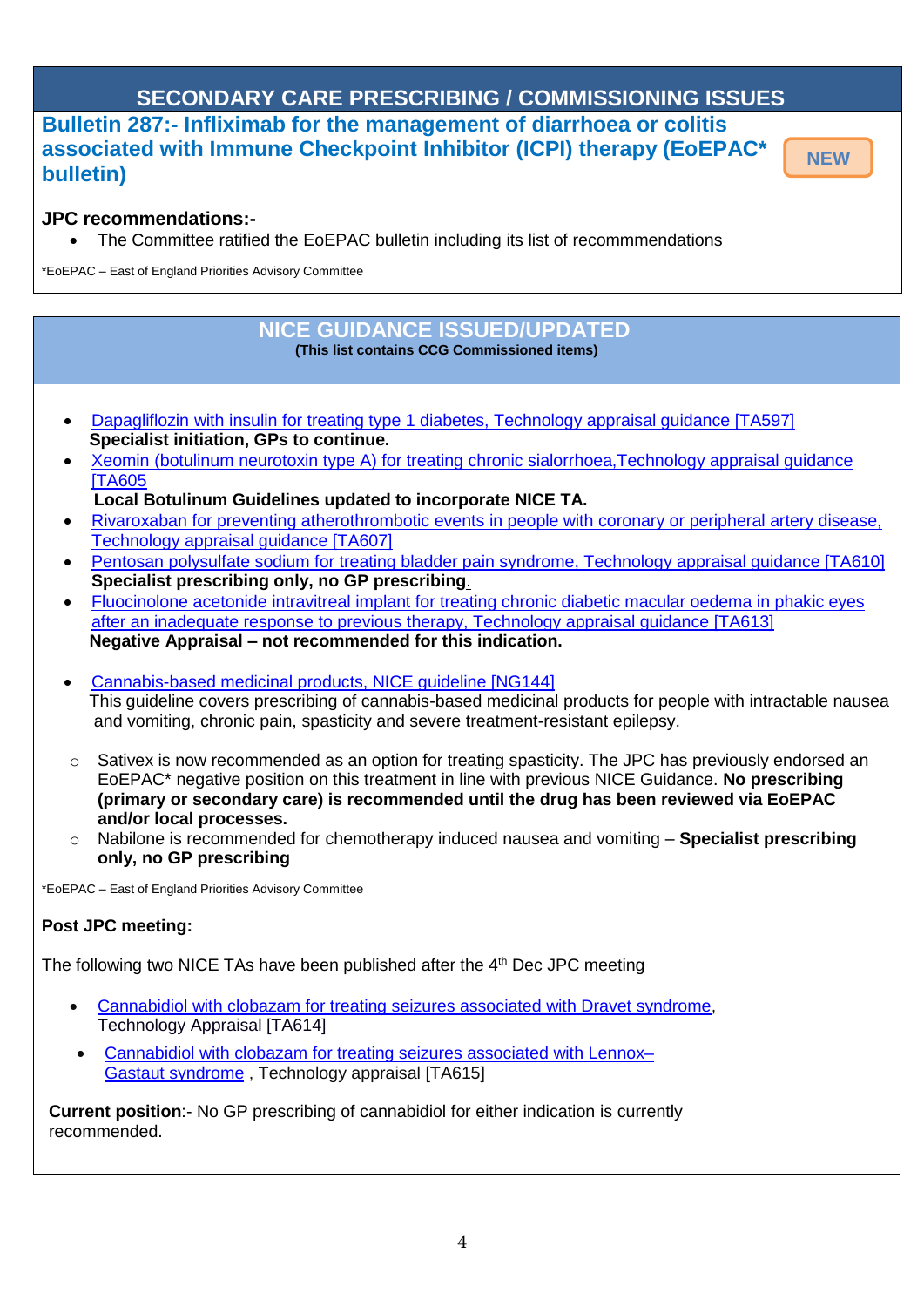## SECONDARY CARE PRESCRIBING / COMMISSIONING ISSUES

### Bulletin 287:- Infliximab for the management of diarrhoea or colitis associated with Immune Checkpoint Inhibitor (ICPI) therapy (EoEPAC* bulletin)

NEW

**JPC recommendations:-**

- The Committee ratified the EoEPAC bulletin including its list of recommmendations

*EoEPAC – East of England Priorities Advisory Committee

## NICE GUIDANCE ISSUED/UPDATED

**(This list contains CCG Commissioned items)**

- Dapagliflozin with insulin for treating type 1 diabetes, Technology appraisal guidance [TA597]
  **Specialist initiation, GPs to continue.**
- Xeomin (botulinum neurotoxin type A) for treating chronic sialorrhoea,Technology appraisal guidance [TA605
  **Local Botulinum Guidelines updated to incorporate NICE TA.**
- Rivaroxaban for preventing atherothrombotic events in people with coronary or peripheral artery disease, Technology appraisal guidance [TA607]
- Pentosan polysulfate sodium for treating bladder pain syndrome, Technology appraisal guidance [TA610]
  **Specialist prescribing only, no GP prescribing.**
- Fluocinolone acetonide intravitreal implant for treating chronic diabetic macular oedema in phakic eyes after an inadequate response to previous therapy, Technology appraisal guidance [TA613]
  **Negative Appraisal – not recommended for this indication.**
- Cannabis-based medicinal products, NICE guideline [NG144]
  This guideline covers prescribing of cannabis-based medicinal products for people with intractable nausea and vomiting, chronic pain, spasticity and severe treatment-resistant epilepsy.
  - Sativex is now recommended as an option for treating spasticity. The JPC has previously endorsed an EoEPAC* negative position on this treatment in line with previous NICE Guidance. **No prescribing (primary or secondary care) is recommended until the drug has been reviewed via EoEPAC and/or local processes.**
  - Nabilone is recommended for chemotherapy induced nausea and vomiting – **Specialist prescribing only, no GP prescribing**

*EoEPAC – East of England Priorities Advisory Committee

**Post JPC meeting:**

The following two NICE TAs have been published after the 4th Dec JPC meeting

- Cannabidiol with clobazam for treating seizures associated with Dravet syndrome, Technology Appraisal [TA614]
- Cannabidiol with clobazam for treating seizures associated with Lennox–Gastaut syndrome , Technology appraisal [TA615]

**Current position**:- No GP prescribing of cannabidiol for either indication is currently recommended.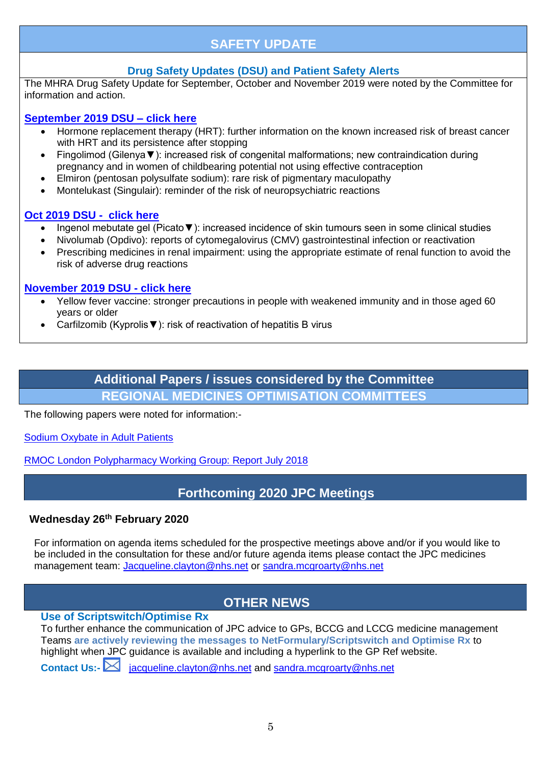## SAFETY UPDATE

### Drug Safety Updates (DSU) and Patient Safety Alerts

The MHRA Drug Safety Update for September, October and November 2019 were noted by the Committee for information and action.

**September 2019 DSU – click here**

- Hormone replacement therapy (HRT): further information on the known increased risk of breast cancer with HRT and its persistence after stopping
- Fingolimod (Gilenya▼): increased risk of congenital malformations; new contraindication during pregnancy and in women of childbearing potential not using effective contraception
- Elmiron (pentosan polysulfate sodium): rare risk of pigmentary maculopathy
- Montelukast (Singulair): reminder of the risk of neuropsychiatric reactions

**Oct 2019 DSU - click here**

- Ingenol mebutate gel (Picato▼): increased incidence of skin tumours seen in some clinical studies
- Nivolumab (Opdivo): reports of cytomegalovirus (CMV) gastrointestinal infection or reactivation
- Prescribing medicines in renal impairment: using the appropriate estimate of renal function to avoid the risk of adverse drug reactions

**November 2019 DSU - click here**

- Yellow fever vaccine: stronger precautions in people with weakened immunity and in those aged 60 years or older
- Carfilzomib (Kyprolis▼): risk of reactivation of hepatitis B virus

## Additional Papers / issues considered by the Committee

### REGIONAL MEDICINES OPTIMISATION COMMITTEES

The following papers were noted for information:-

Sodium Oxybate in Adult Patients

RMOC London Polypharmacy Working Group: Report July 2018

## Forthcoming 2020 JPC Meetings

**Wednesday 26th February 2020**

For information on agenda items scheduled for the prospective meetings above and/or if you would like to be included in the consultation for these and/or future agenda items please contact the JPC medicines management team: Jacqueline.clayton@nhs.net or sandra.mcgroarty@nhs.net

## OTHER NEWS

### Use of Scriptswitch/Optimise Rx

To further enhance the communication of JPC advice to GPs, BCCG and LCCG medicine management Teams **are actively reviewing the messages to NetFormulary/Scriptswitch and Optimise Rx** to highlight when JPC guidance is available and including a hyperlink to the GP Ref website.

**Contact Us:-** jacqueline.clayton@nhs.net and sandra.mcgroarty@nhs.net